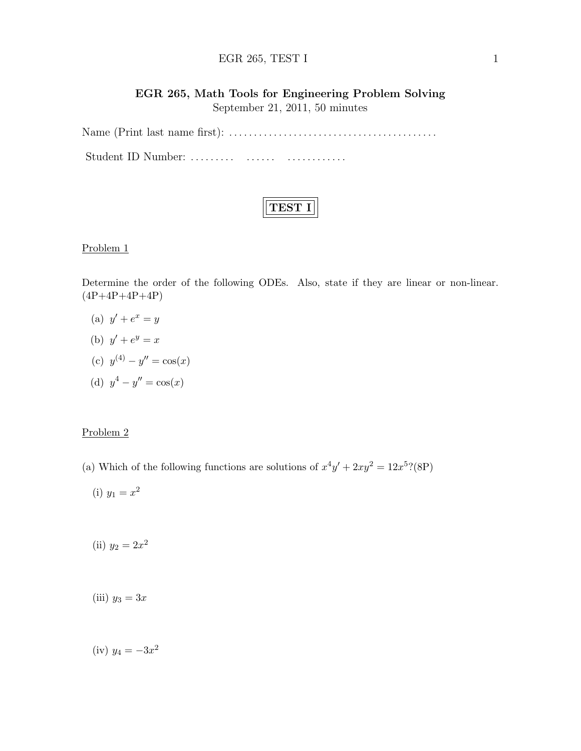# EGR 265, Math Tools for Engineering Problem Solving

September 21, 2011, 50 minutes

Name (Print last name first): ..........................................

Student ID Number: ......... ...... ............

## TEST I

Problem 1

Determine the order of the following ODEs. Also, state if they are linear or non-linear. (4P+4P+4P+4P)

(a) $y' + e^x = y$

(b) $y' + e^y = x$

(c) $y^{(4)} - y'' = \cos(x)$

(d) $y^4 - y'' = \cos(x)$

Problem 2

(a) Which of the following functions are solutions of $x^4 y' + 2xy^2 = 12x^5$?(8P)

(i) $y_1 = x^2$

(ii) $y_2 = 2x^2$

(iii) $y_3 = 3x$

(iv) $y_4 = -3x^2$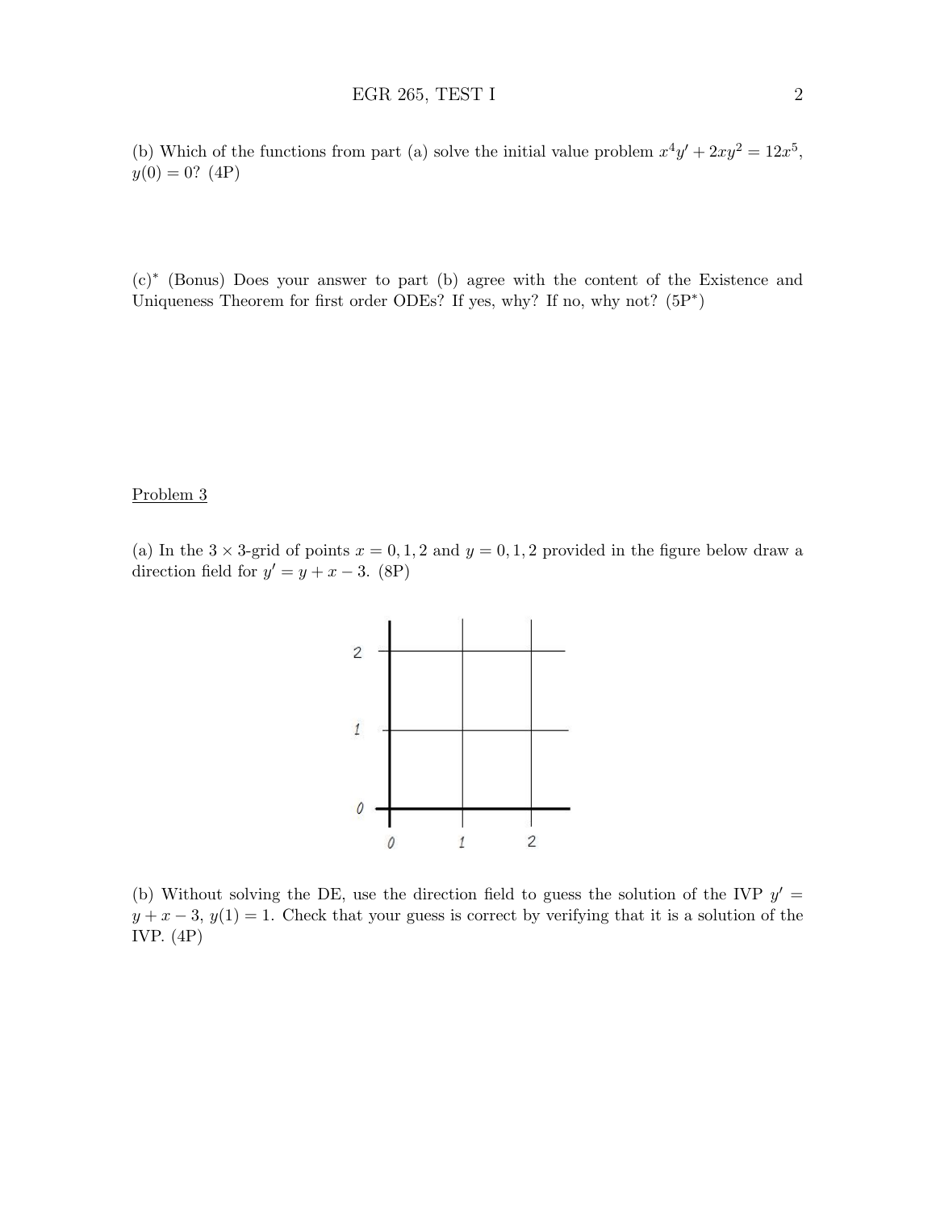(b) Which of the functions from part (a) solve the initial value problem $x^4y' + 2xy^2 = 12x^5$, $y(0) = 0$? (4P)

(c)* (Bonus) Does your answer to part (b) agree with the content of the Existence and Uniqueness Theorem for first order ODEs? If yes, why? If no, why not? (5P*)

Problem 3

(a) In the $3 \times 3$-grid of points $x = 0, 1, 2$ and $y = 0, 1, 2$ provided in the figure below draw a direction field for $y' = y + x - 3$. (8P)

(b) Without solving the DE, use the direction field to guess the solution of the IVP $y' = y + x - 3$, $y(1) = 1$. Check that your guess is correct by verifying that it is a solution of the IVP. (4P)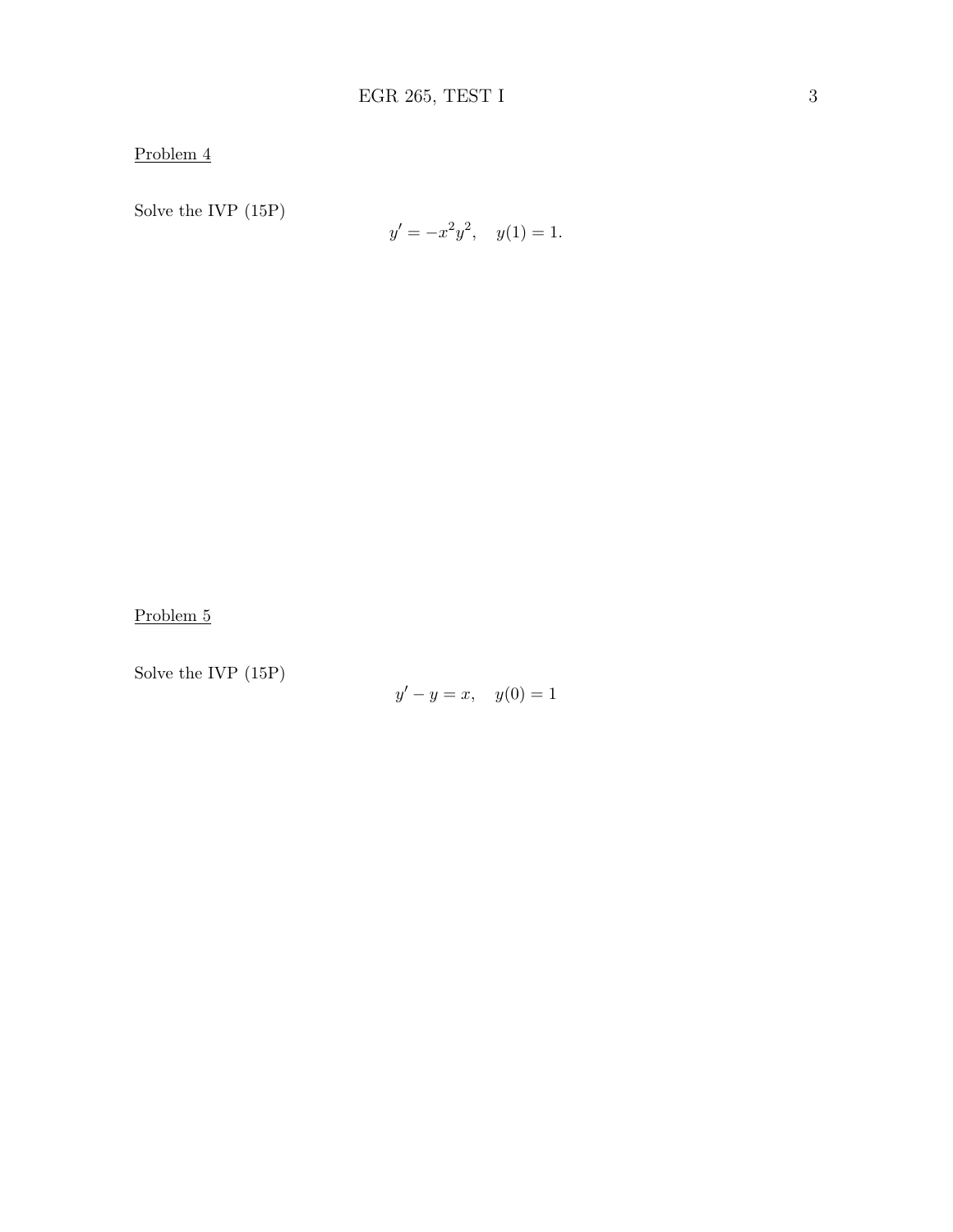Problem 4

Solve the IVP (15P)

$$y' = -x^2y^2, \quad y(1) = 1.$$

Problem 5

Solve the IVP (15P)

$$y' - y = x, \quad y(0) = 1$$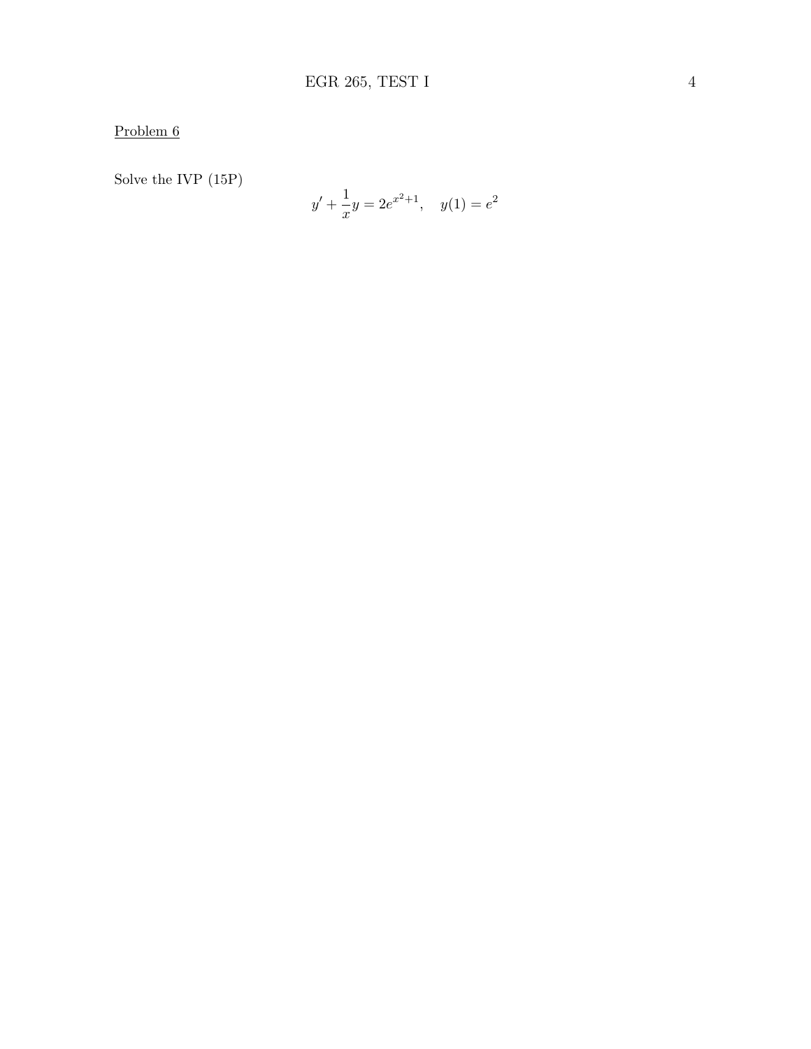Problem 6

Solve the IVP (15P)

$$y' + \frac{1}{x}y = 2e^{x^2+1}, \quad y(1) = e^2$$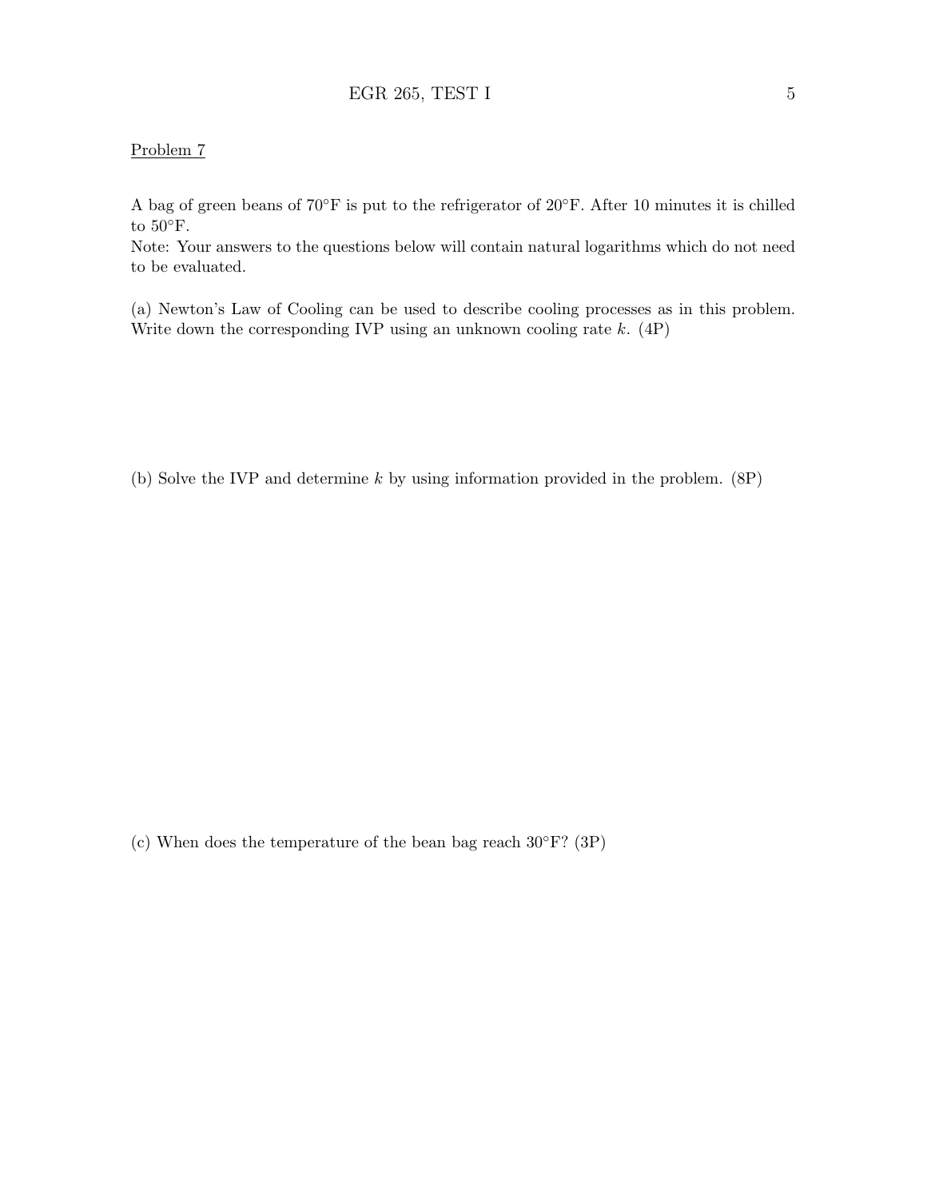Problem 7

A bag of green beans of 70°F is put to the refrigerator of 20°F. After 10 minutes it is chilled to 50°F.
Note: Your answers to the questions below will contain natural logarithms which do not need to be evaluated.

(a) Newton's Law of Cooling can be used to describe cooling processes as in this problem. Write down the corresponding IVP using an unknown cooling rate $k$. (4P)

(b) Solve the IVP and determine $k$ by using information provided in the problem. (8P)

(c) When does the temperature of the bean bag reach 30°F? (3P)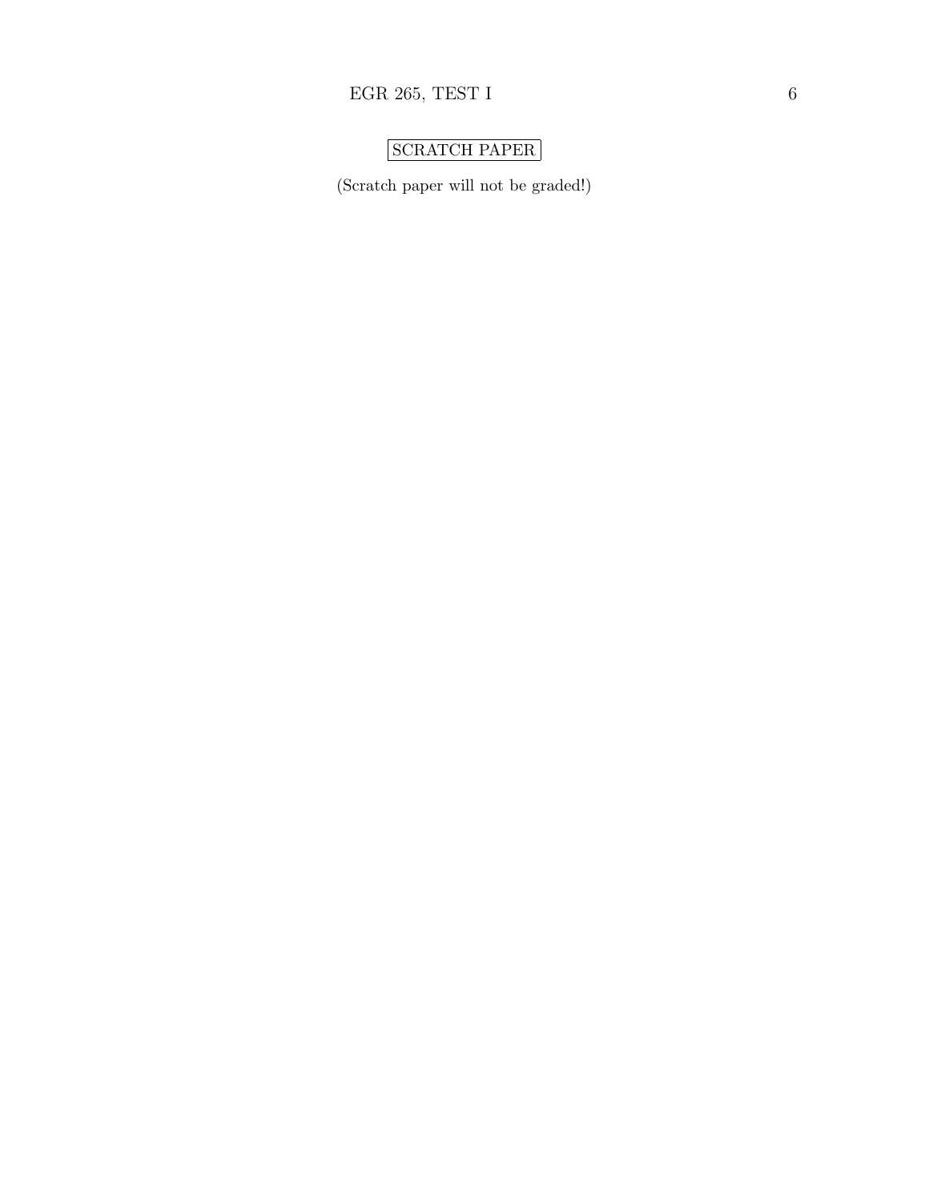SCRATCH PAPER

(Scratch paper will not be graded!)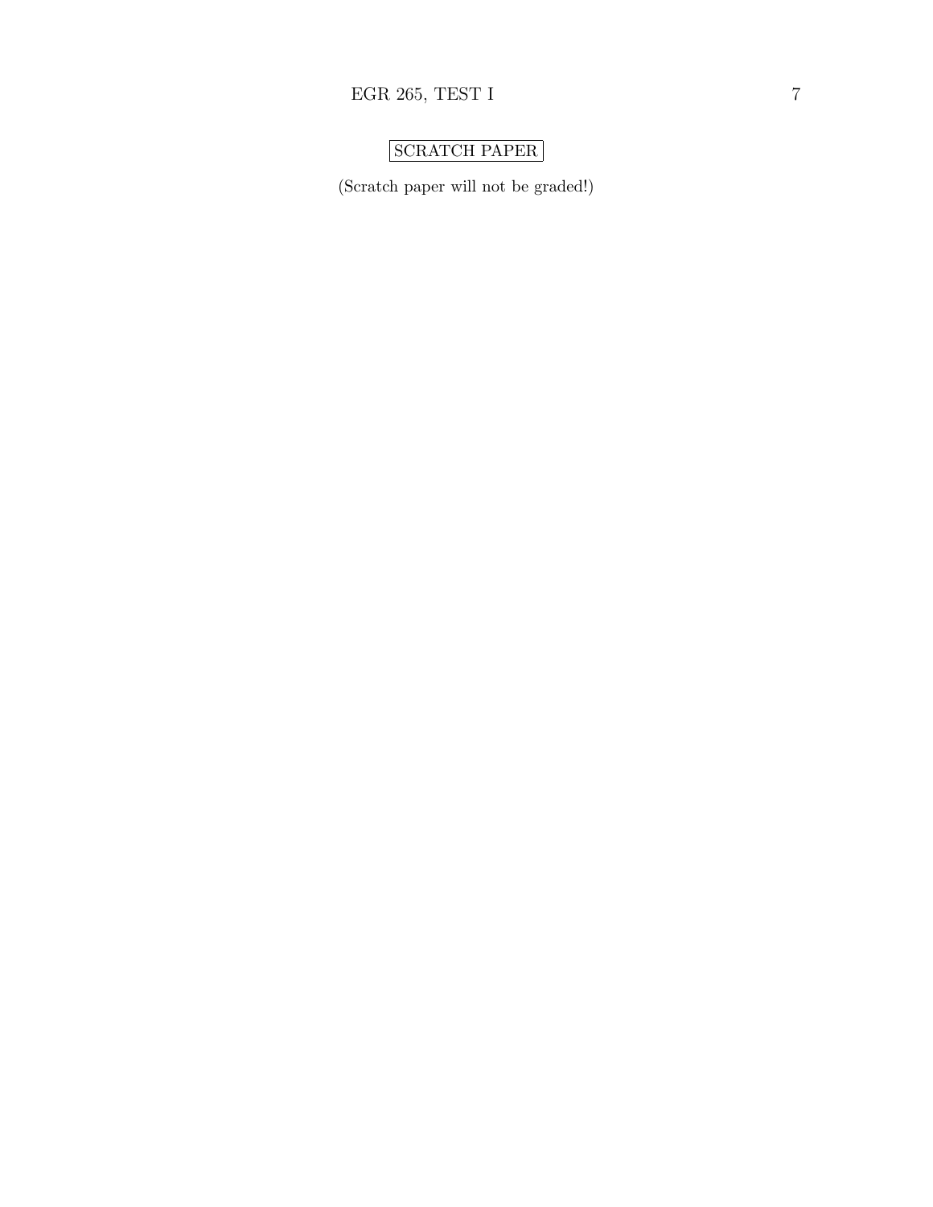SCRATCH PAPER

(Scratch paper will not be graded!)